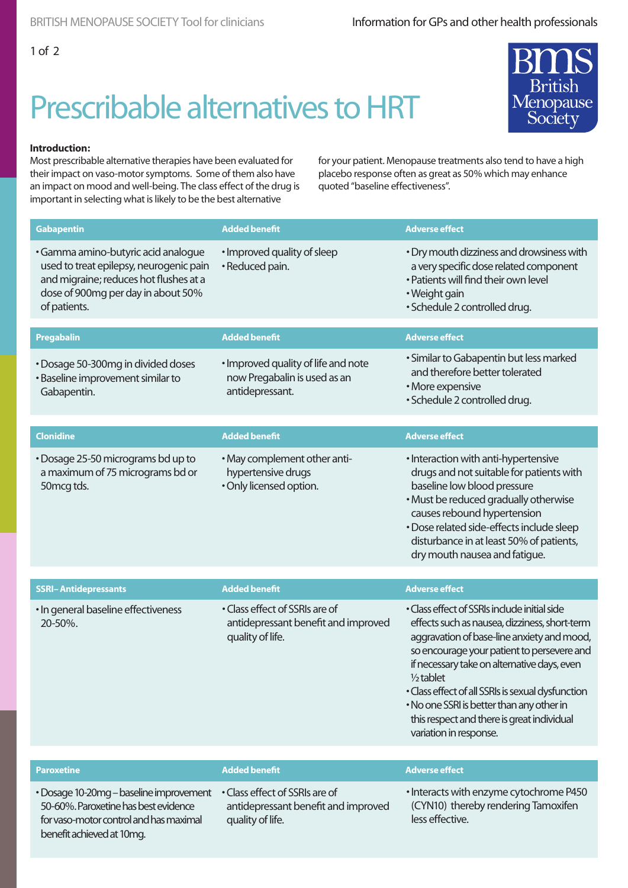# Prescribable alternatives to HRT

**Introduction:**

Most prescribable alternative therapies have been evaluated for their impact on vaso-motor symptoms. Some of them also have an impact on mood and well-being. The class effect of the drug is important in selecting what is likely to be the best alternative for your patient. Menopause treatments also tend to have a high placebo response often as great as 50% which may enhance quoted "baseline effectiveness".

| Gabapentin | Added benefit | Adverse effect |
| --- | --- | --- |
| • Gamma amino-butyric acid analogue used to treat epilepsy, neurogenic pain and migraine; reduces hot flushes at a dose of 900mg per day in about 50% of patients. | • Improved quality of sleep<br>• Reduced pain. | • Dry mouth dizziness and drowsiness with a very specific dose related component<br>• Patients will find their own level<br>• Weight gain<br>• Schedule 2 controlled drug. |

| Pregabalin | Added benefit | Adverse effect |
| --- | --- | --- |
| • Dosage 50-300mg in divided doses<br>• Baseline improvement similar to Gabapentin. | • Improved quality of life and note now Pregabalin is used as an antidepressant. | • Similar to Gabapentin but less marked and therefore better tolerated<br>• More expensive<br>• Schedule 2 controlled drug. |

| Clonidine | Added benefit | Adverse effect |
| --- | --- | --- |
| • Dosage 25-50 micrograms bd up to a maximum of 75 micrograms bd or 50mcg tds. | • May complement other anti-hypertensive drugs<br>• Only licensed option. | • Interaction with anti-hypertensive drugs and not suitable for patients with baseline low blood pressure<br>• Must be reduced gradually otherwise causes rebound hypertension<br>• Dose related side-effects include sleep disturbance in at least 50% of patients, dry mouth nausea and fatigue. |

| SSRI– Antidepressants | Added benefit | Adverse effect |
| --- | --- | --- |
| • In general baseline effectiveness 20-50%. | • Class effect of SSRIs are of antidepressant benefit and improved quality of life. | • Class effect of SSRIs include initial side effects such as nausea, dizziness, short-term aggravation of base-line anxiety and mood, so encourage your patient to persevere and if necessary take on alternative days, even ½ tablet<br>• Class effect of all SSRIs is sexual dysfunction<br>• No one SSRI is better than any other in this respect and there is great individual variation in response. |

| Paroxetine | Added benefit | Adverse effect |
| --- | --- | --- |
| • Dosage 10-20mg – baseline improvement 50-60%. Paroxetine has best evidence for vaso-motor control and has maximal benefit achieved at 10mg. | • Class effect of SSRIs are of antidepressant benefit and improved quality of life. | • Interacts with enzyme cytochrome P450 (CYN10) thereby rendering Tamoxifen less effective. |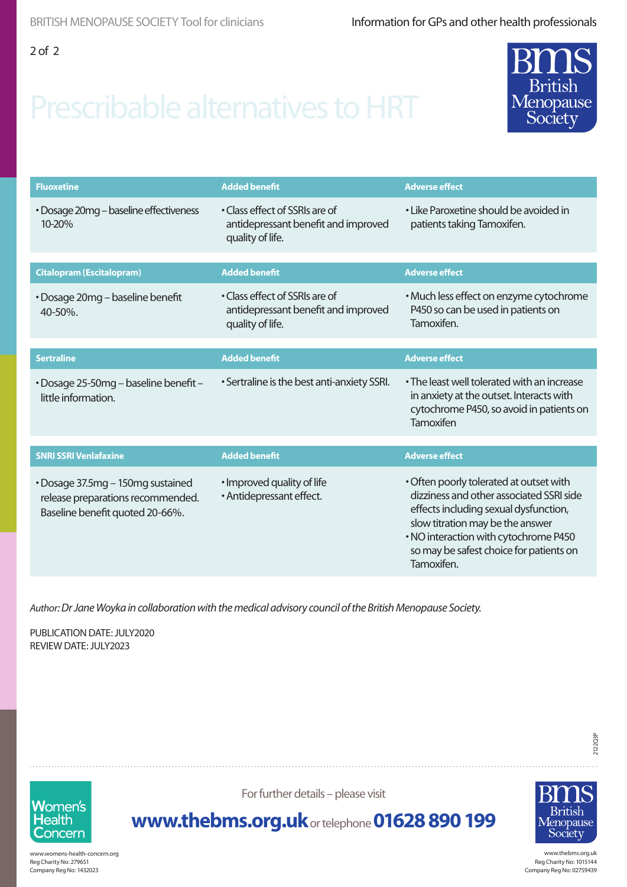# Prescribable alternatives to HRT

| Fluoxetine | Added benefit | Adverse effect |
|---|---|---|
| • Dosage 20mg – baseline effectiveness 10-20% | • Class effect of SSRIs are of antidepressant benefit and improved quality of life. | • Like Paroxetine should be avoided in patients taking Tamoxifen. |

| Citalopram (Escitalopram) | Added benefit | Adverse effect |
|---|---|---|
| • Dosage 20mg – baseline benefit 40-50%. | • Class effect of SSRIs are of antidepressant benefit and improved quality of life. | • Much less effect on enzyme cytochrome P450 so can be used in patients on Tamoxifen. |

| Sertraline | Added benefit | Adverse effect |
|---|---|---|
| • Dosage 25-50mg – baseline benefit – little information. | • Sertraline is the best anti-anxiety SSRI. | • The least well tolerated with an increase in anxiety at the outset. Interacts with cytochrome P450, so avoid in patients on Tamoxifen |

| SNRI SSRI Venlafaxine | Added benefit | Adverse effect |
|---|---|---|
| • Dosage 37.5mg – 150mg sustained release preparations recommended. Baseline benefit quoted 20-66%. | • Improved quality of life<br>• Antidepressant effect. | • Often poorly tolerated at outset with dizziness and other associated SSRI side effects including sexual dysfunction, slow titration may be the answer<br>• NO interaction with cytochrome P450 so may be safest choice for patients on Tamoxifen. |

*Author: Dr Jane Woyka in collaboration with the medical advisory council of the British Menopause Society.*

PUBLICATION DATE: JULY2020
REVIEW DATE: JULY2023

For further details – please visit

**www.thebms.org.uk** or telephone **01628 890 199**

Women's Health Concern
www.womens-health-concern.org
Reg Charity No: 279651
Company Reg No: 1432023

British Menopause Society
www.thebms.org.uk
Reg Charity No: 1015144
Company Reg No: 02759439